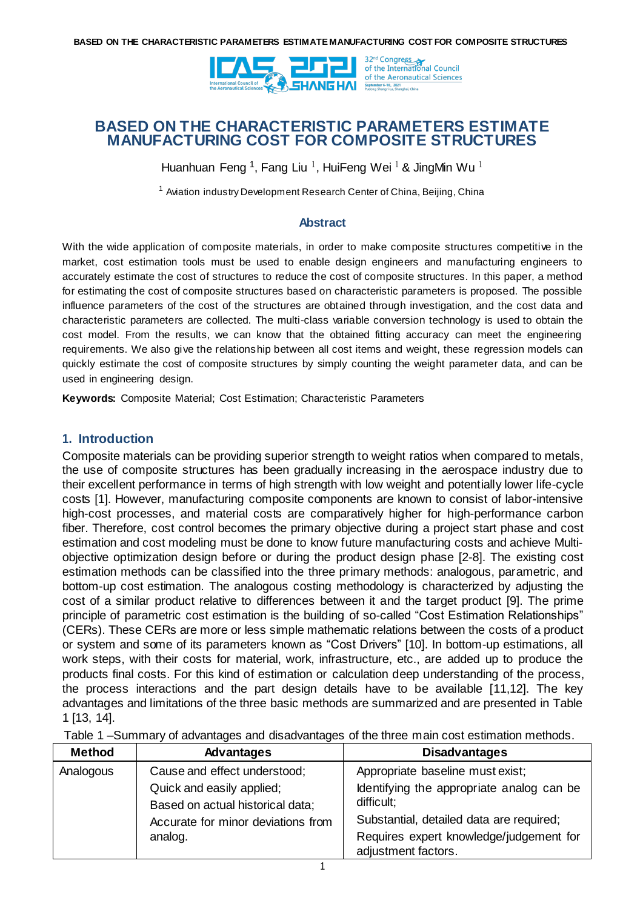# BASED ON THE CHARACTERISTIC PARAMETERS ESTIMATE MANUFACTURING COST FOR COMPOSITE STRUCTURES

Huanhuan Feng [1], Fang Liu [1], HuiFeng Wei [1] & JingMin Wu [1]

[1] Aviation industry Development Research Center of China, Beijing, China

## Abstract

With the wide application of composite materials, in order to make composite structures competitive in the market, cost estimation tools must be used to enable design engineers and manufacturing engineers to accurately estimate the cost of structures to reduce the cost of composite structures. In this paper, a method for estimating the cost of composite structures based on characteristic parameters is proposed. The possible influence parameters of the cost of the structures are obtained through investigation, and the cost data and characteristic parameters are collected. The multi-class variable conversion technology is used to obtain the cost model. From the results, we can know that the obtained fitting accuracy can meet the engineering requirements. We also give the relationship between all cost items and weight, these regression models can quickly estimate the cost of composite structures by simply counting the weight parameter data, and can be used in engineering design.

**Keywords:** Composite Material; Cost Estimation; Characteristic Parameters

## 1. Introduction

Composite materials can be providing superior strength to weight ratios when compared to metals, the use of composite structures has been gradually increasing in the aerospace industry due to their excellent performance in terms of high strength with low weight and potentially lower life-cycle costs [1]. However, manufacturing composite components are known to consist of labor-intensive high-cost processes, and material costs are comparatively higher for high-performance carbon fiber. Therefore, cost control becomes the primary objective during a project start phase and cost estimation and cost modeling must be done to know future manufacturing costs and achieve Multi-objective optimization design before or during the product design phase [2-8]. The existing cost estimation methods can be classified into the three primary methods: analogous, parametric, and bottom-up cost estimation. The analogous costing methodology is characterized by adjusting the cost of a similar product relative to differences between it and the target product [9]. The prime principle of parametric cost estimation is the building of so-called "Cost Estimation Relationships" (CERs). These CERs are more or less simple mathematic relations between the costs of a product or system and some of its parameters known as "Cost Drivers" [10]. In bottom-up estimations, all work steps, with their costs for material, work, infrastructure, etc., are added up to produce the products final costs. For this kind of estimation or calculation deep understanding of the process, the process interactions and the part design details have to be available [11,12]. The key advantages and limitations of the three basic methods are summarized and are presented in Table 1 [13, 14].

Table 1 –Summary of advantages and disadvantages of the three main cost estimation methods.

| Method | Advantages | Disadvantages |
|---|---|---|
| Analogous | Cause and effect understood;<br>Quick and easily applied;<br>Based on actual historical data;<br>Accurate for minor deviations from analog. | Appropriate baseline must exist;<br>Identifying the appropriate analog can be difficult;<br>Substantial, detailed data are required;<br>Requires expert knowledge/judgement for adjustment factors. |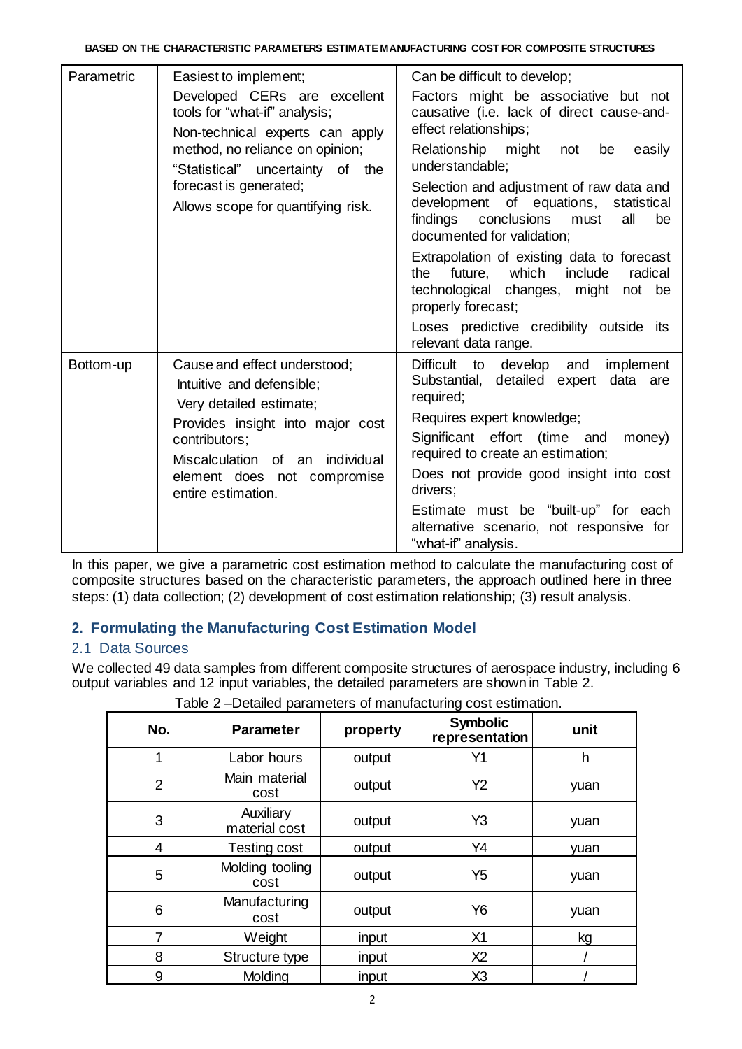| Parametric | Easiest to implement;<br>Developed CERs are excellent tools for "what-if" analysis;<br>Non-technical experts can apply method, no reliance on opinion;<br>"Statistical" uncertainty of the forecast is generated;<br>Allows scope for quantifying risk. | Can be difficult to develop;<br>Factors might be associative but not causative (i.e. lack of direct cause-and-effect relationships;<br>Relationship might not be easily understandable;<br>Selection and adjustment of raw data and development of equations, statistical findings conclusions must all be documented for validation;<br>Extrapolation of existing data to forecast the future, which include radical technological changes, might not be properly forecast;<br>Loses predictive credibility outside its relevant data range. |
|---|---|---|
| Bottom-up | Cause and effect understood;<br>Intuitive and defensible;<br>Very detailed estimate;<br>Provides insight into major cost contributors;<br>Miscalculation of an individual element does not compromise entire estimation. | Difficult to develop and implement Substantial, detailed expert data are required;<br>Requires expert knowledge;<br>Significant effort (time and money) required to create an estimation;<br>Does not provide good insight into cost drivers;<br>Estimate must be "built-up" for each alternative scenario, not responsive for "what-if" analysis. |

In this paper, we give a parametric cost estimation method to calculate the manufacturing cost of composite structures based on the characteristic parameters, the approach outlined here in three steps: (1) data collection; (2) development of cost estimation relationship; (3) result analysis.

## 2. Formulating the Manufacturing Cost Estimation Model

### 2.1 Data Sources

We collected 49 data samples from different composite structures of aerospace industry, including 6 output variables and 12 input variables, the detailed parameters are shown in Table 2.

Table 2 –Detailed parameters of manufacturing cost estimation.

| No. | Parameter | property | Symbolic representation | unit |
|---|---|---|---|---|
| 1 | Labor hours | output | Y1 | h |
| 2 | Main material cost | output | Y2 | yuan |
| 3 | Auxiliary material cost | output | Y3 | yuan |
| 4 | Testing cost | output | Y4 | yuan |
| 5 | Molding tooling cost | output | Y5 | yuan |
| 6 | Manufacturing cost | output | Y6 | yuan |
| 7 | Weight | input | X1 | kg |
| 8 | Structure type | input | X2 | / |
| 9 | Molding | input | X3 | / |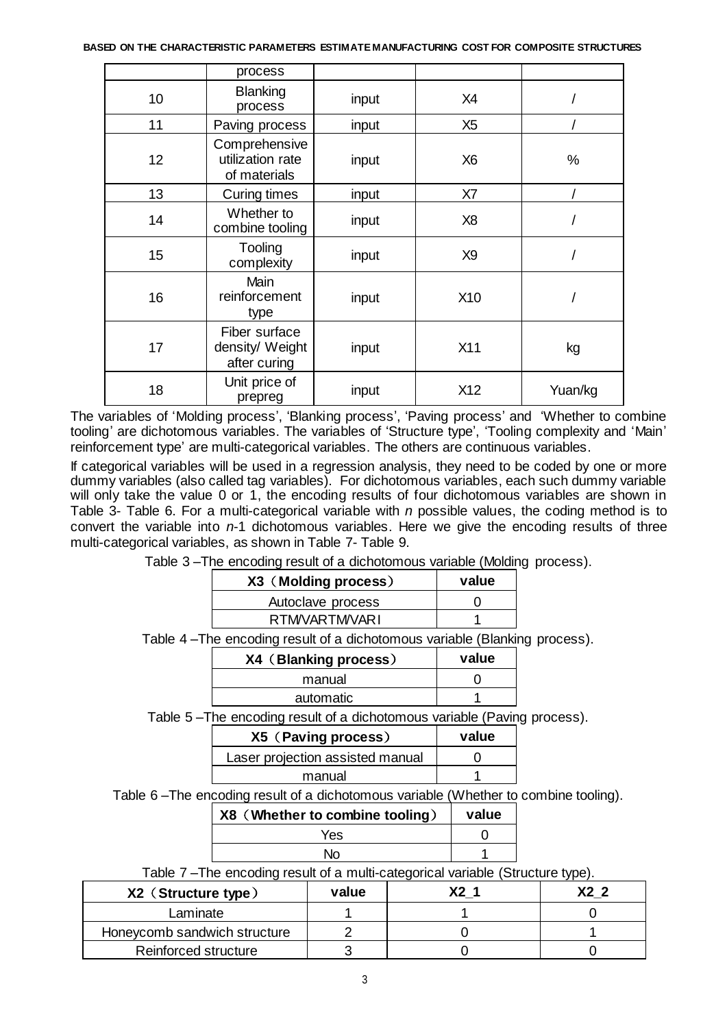|  | process |  |  |  |
|---|---|---|---|---|
| 10 | Blanking process | input | X4 | / |
| 11 | Paving process | input | X5 | / |
| 12 | Comprehensive utilization rate of materials | input | X6 | % |
| 13 | Curing times | input | X7 | / |
| 14 | Whether to combine tooling | input | X8 | / |
| 15 | Tooling complexity | input | X9 | / |
| 16 | Main reinforcement type | input | X10 | / |
| 17 | Fiber surface density/ Weight after curing | input | X11 | kg |
| 18 | Unit price of prepreg | input | X12 | Yuan/kg |

The variables of 'Molding process', 'Blanking process', 'Paving process' and 'Whether to combine tooling' are dichotomous variables. The variables of 'Structure type', 'Tooling complexity and 'Main' reinforcement type' are multi-categorical variables. The others are continuous variables.

If categorical variables will be used in a regression analysis, they need to be coded by one or more dummy variables (also called tag variables). For dichotomous variables, each such dummy variable will only take the value 0 or 1, the encoding results of four dichotomous variables are shown in Table 3- Table 6. For a multi-categorical variable with *n* possible values, the coding method is to convert the variable into *n*-1 dichotomous variables. Here we give the encoding results of three multi-categorical variables, as shown in Table 7- Table 9.

Table 3 –The encoding result of a dichotomous variable (Molding process).

| X3（Molding process） | value |
|---|---|
| Autoclave process | 0 |
| RTM/VARTM/VARI | 1 |

Table 4 –The encoding result of a dichotomous variable (Blanking process).

| X4（Blanking process） | value |
|---|---|
| manual | 0 |
| automatic | 1 |

Table 5 –The encoding result of a dichotomous variable (Paving process).

| X5（Paving process） | value |
|---|---|
| Laser projection assisted manual | 0 |
| manual | 1 |

Table 6 –The encoding result of a dichotomous variable (Whether to combine tooling).

| X8（Whether to combine tooling） | value |
|---|---|
| Yes | 0 |
| No | 1 |

Table 7 –The encoding result of a multi-categorical variable (Structure type).

| X2（Structure type） | value | X2_1 | X2_2 |
|---|---|---|---|
| Laminate | 1 | 1 | 0 |
| Honeycomb sandwich structure | 2 | 0 | 1 |
| Reinforced structure | 3 | 0 | 0 |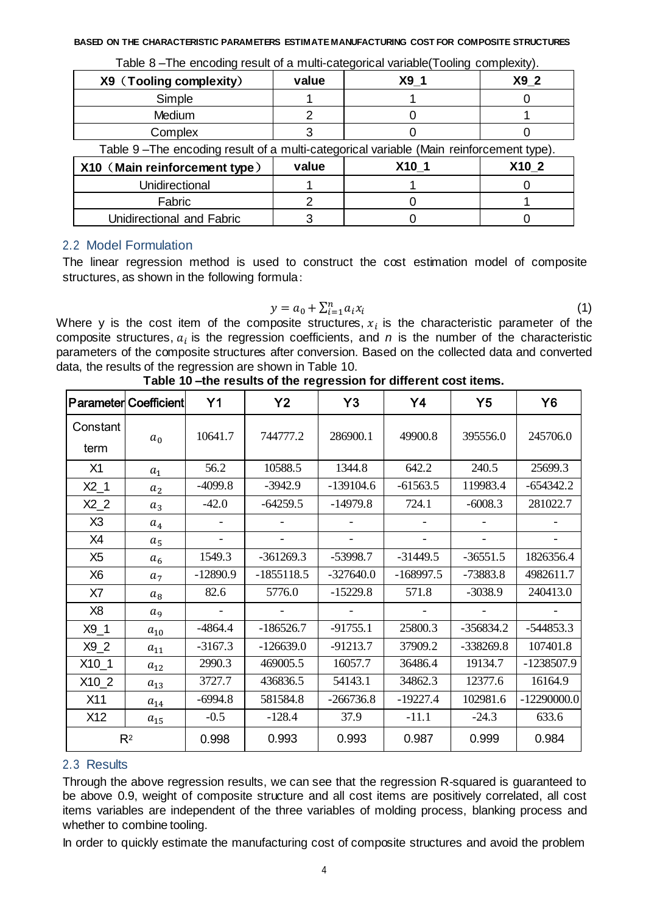Table 8 –The encoding result of a multi-categorical variable(Tooling complexity).

| X9（Tooling complexity） | value | X9_1 | X9_2 |
|---|---|---|---|
| Simple | 1 | 1 | 0 |
| Medium | 2 | 0 | 1 |
| Complex | 3 | 0 | 0 |

Table 9 –The encoding result of a multi-categorical variable (Main reinforcement type).

| X10（Main reinforcement type） | value | X10_1 | X10_2 |
|---|---|---|---|
| Unidirectional | 1 | 1 | 0 |
| Fabric | 2 | 0 | 1 |
| Unidirectional and Fabric | 3 | 0 | 0 |

## 2.2 Model Formulation

The linear regression method is used to construct the cost estimation model of composite structures, as shown in the following formula:

$$y = a_0 + \sum_{i=1}^{n} a_i x_i \tag{1}$$

Where y is the cost item of the composite structures, $x_i$ is the characteristic parameter of the composite structures, $a_i$ is the regression coefficients, and $n$ is the number of the characteristic parameters of the composite structures after conversion. Based on the collected data and converted data, the results of the regression are shown in Table 10.

**Table 10 –the results of the regression for different cost items.**

| Parameter | Coefficient | Y1 | Y2 | Y3 | Y4 | Y5 | Y6 |
|---|---|---|---|---|---|---|---|
| Constant term | $a_0$ | 10641.7 | 744777.2 | 286900.1 | 49900.8 | 395556.0 | 245706.0 |
| X1 | $a_1$ | 56.2 | 10588.5 | 1344.8 | 642.2 | 240.5 | 25699.3 |
| X2_1 | $a_2$ | -4099.8 | -3942.9 | -139104.6 | -61563.5 | 119983.4 | -654342.2 |
| X2_2 | $a_3$ | -42.0 | -64259.5 | -14979.8 | 724.1 | -6008.3 | 281022.7 |
| X3 | $a_4$ | - | - | - | - | - | - |
| X4 | $a_5$ | - | - | - | - | - | - |
| X5 | $a_6$ | 1549.3 | -361269.3 | -53998.7 | -31449.5 | -36551.5 | 1826356.4 |
| X6 | $a_7$ | -12890.9 | -1855118.5 | -327640.0 | -168997.5 | -73883.8 | 4982611.7 |
| X7 | $a_8$ | 82.6 | 5776.0 | -15229.8 | 571.8 | -3038.9 | 240413.0 |
| X8 | $a_9$ | - | - | - | - | - | - |
| X9_1 | $a_{10}$ | -4864.4 | -186526.7 | -91755.1 | 25800.3 | -356834.2 | -544853.3 |
| X9_2 | $a_{11}$ | -3167.3 | -126639.0 | -91213.7 | 37909.2 | -338269.8 | 107401.8 |
| X10_1 | $a_{12}$ | 2990.3 | 469005.5 | 16057.7 | 36486.4 | 19134.7 | -1238507.9 |
| X10_2 | $a_{13}$ | 3727.7 | 436836.5 | 54143.1 | 34862.3 | 12377.6 | 16164.9 |
| X11 | $a_{14}$ | -6994.8 | 581584.8 | -266736.8 | -19227.4 | 102981.6 | -12290000.0 |
| X12 | $a_{15}$ | -0.5 | -128.4 | 37.9 | -11.1 | -24.3 | 633.6 |
| $R^2$ | | 0.998 | 0.993 | 0.993 | 0.987 | 0.999 | 0.984 |

## 2.3 Results

Through the above regression results, we can see that the regression R-squared is guaranteed to be above 0.9, weight of composite structure and all cost items are positively correlated, all cost items variables are independent of the three variables of molding process, blanking process and whether to combine tooling.

In order to quickly estimate the manufacturing cost of composite structures and avoid the problem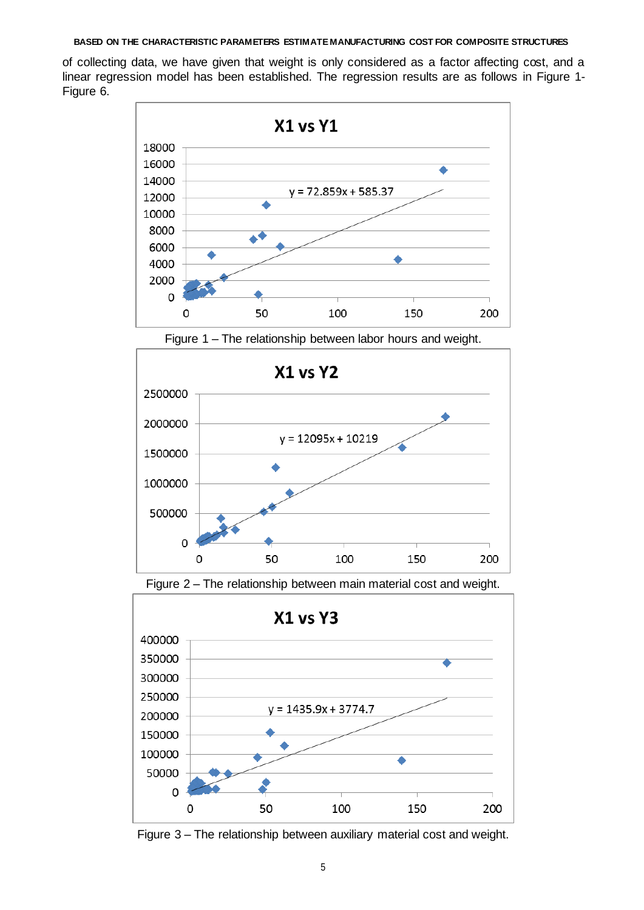of collecting data, we have given that weight is only considered as a factor affecting cost, and a linear regression model has been established. The regression results are as follows in Figure 1-Figure 6.

Figure 1 – The relationship between labor hours and weight.

Figure 2 – The relationship between main material cost and weight.

Figure 3 – The relationship between auxiliary material cost and weight.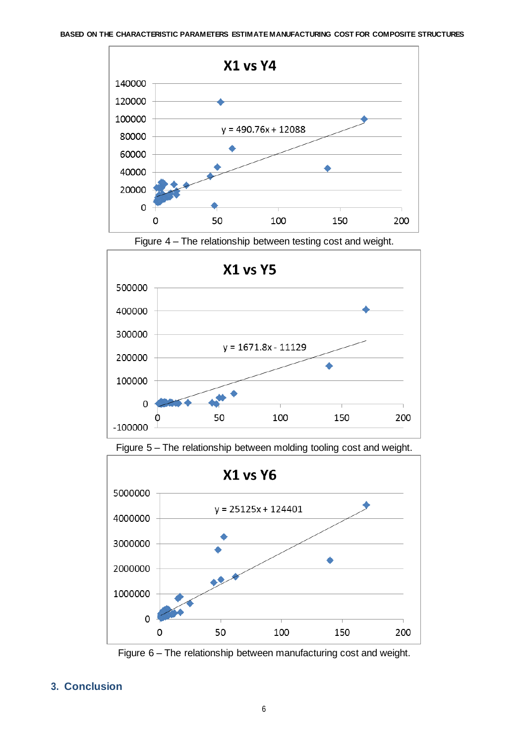Figure 4 – The relationship between testing cost and weight.

Figure 5 – The relationship between molding tooling cost and weight.

Figure 6 – The relationship between manufacturing cost and weight.

## 3. Conclusion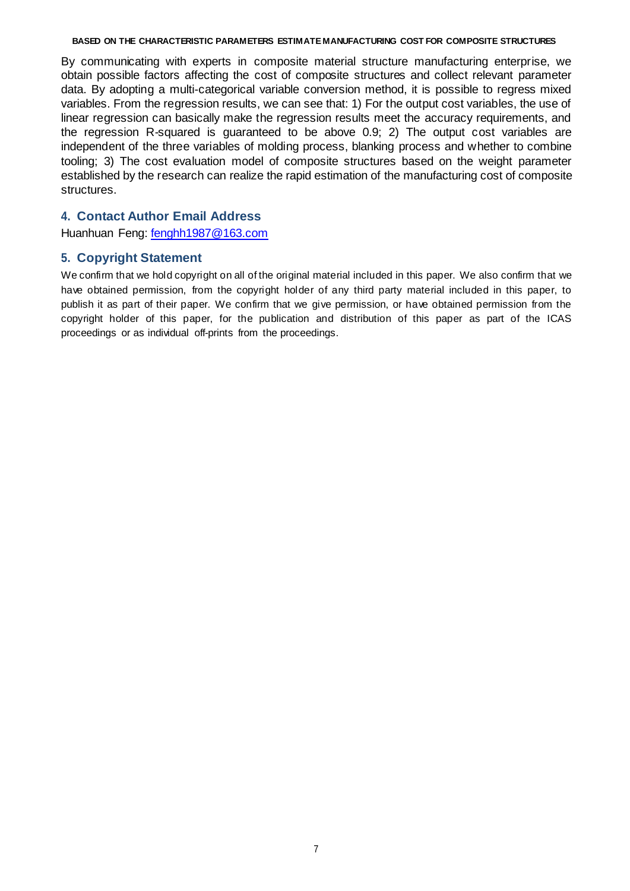By communicating with experts in composite material structure manufacturing enterprise, we obtain possible factors affecting the cost of composite structures and collect relevant parameter data. By adopting a multi-categorical variable conversion method, it is possible to regress mixed variables. From the regression results, we can see that: 1) For the output cost variables, the use of linear regression can basically make the regression results meet the accuracy requirements, and the regression R-squared is guaranteed to be above 0.9; 2) The output cost variables are independent of the three variables of molding process, blanking process and whether to combine tooling; 3) The cost evaluation model of composite structures based on the weight parameter established by the research can realize the rapid estimation of the manufacturing cost of composite structures.

## 4. Contact Author Email Address

Huanhuan Feng: fenghh1987@163.com

## 5. Copyright Statement

We confirm that we hold copyright on all of the original material included in this paper. We also confirm that we have obtained permission, from the copyright holder of any third party material included in this paper, to publish it as part of their paper. We confirm that we give permission, or have obtained permission from the copyright holder of this paper, for the publication and distribution of this paper as part of the ICAS proceedings or as individual off-prints from the proceedings.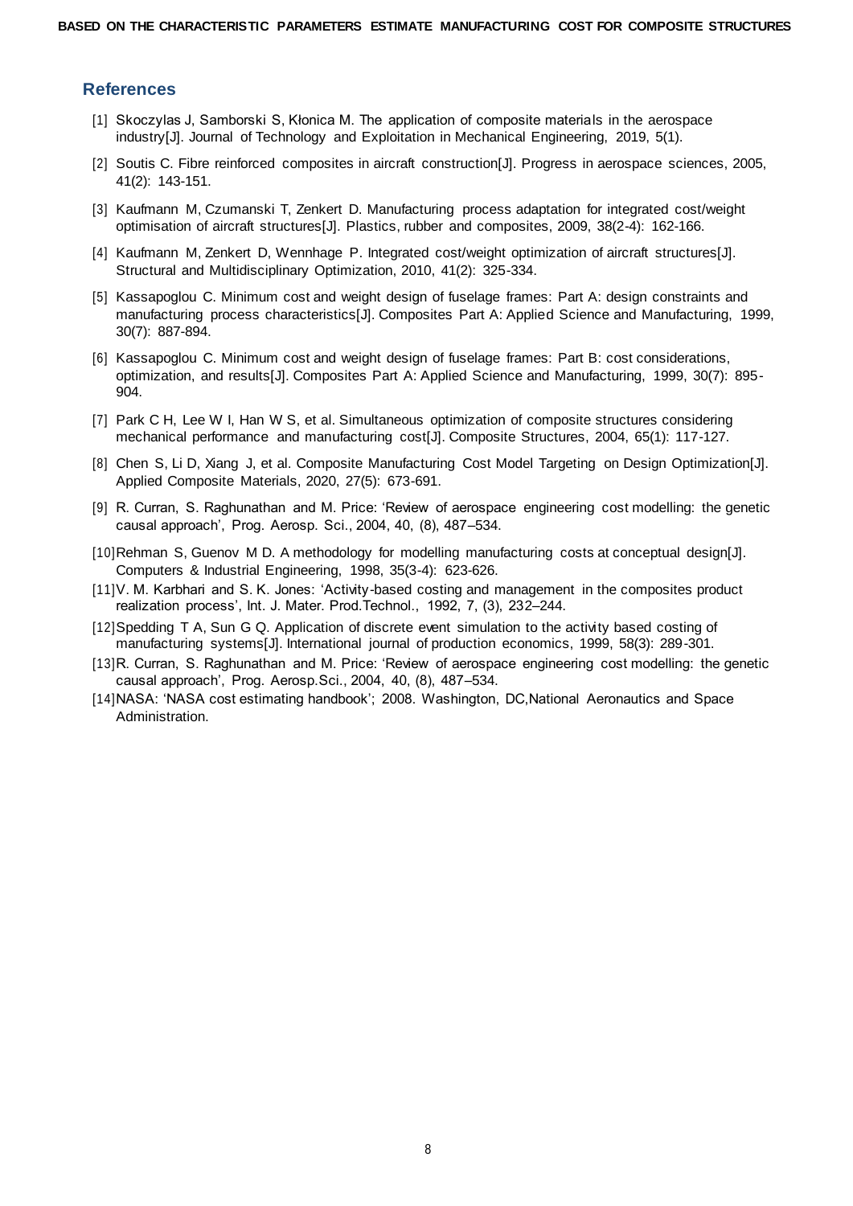## References

[1] Skoczylas J, Samborski S, Kłonica M. The application of composite materials in the aerospace industry[J]. Journal of Technology and Exploitation in Mechanical Engineering, 2019, 5(1).

[2] Soutis C. Fibre reinforced composites in aircraft construction[J]. Progress in aerospace sciences, 2005, 41(2): 143-151.

[3] Kaufmann M, Czumanski T, Zenkert D. Manufacturing process adaptation for integrated cost/weight optimisation of aircraft structures[J]. Plastics, rubber and composites, 2009, 38(2-4): 162-166.

[4] Kaufmann M, Zenkert D, Wennhage P. Integrated cost/weight optimization of aircraft structures[J]. Structural and Multidisciplinary Optimization, 2010, 41(2): 325-334.

[5] Kassapoglou C. Minimum cost and weight design of fuselage frames: Part A: design constraints and manufacturing process characteristics[J]. Composites Part A: Applied Science and Manufacturing, 1999, 30(7): 887-894.

[6] Kassapoglou C. Minimum cost and weight design of fuselage frames: Part B: cost considerations, optimization, and results[J]. Composites Part A: Applied Science and Manufacturing, 1999, 30(7): 895-904.

[7] Park C H, Lee W I, Han W S, et al. Simultaneous optimization of composite structures considering mechanical performance and manufacturing cost[J]. Composite Structures, 2004, 65(1): 117-127.

[8] Chen S, Li D, Xiang J, et al. Composite Manufacturing Cost Model Targeting on Design Optimization[J]. Applied Composite Materials, 2020, 27(5): 673-691.

[9] R. Curran, S. Raghunathan and M. Price: 'Review of aerospace engineering cost modelling: the genetic causal approach', Prog. Aerosp. Sci., 2004, 40, (8), 487–534.

[10] Rehman S, Guenov M D. A methodology for modelling manufacturing costs at conceptual design[J]. Computers & Industrial Engineering, 1998, 35(3-4): 623-626.

[11] V. M. Karbhari and S. K. Jones: 'Activity-based costing and management in the composites product realization process', Int. J. Mater. Prod.Technol., 1992, 7, (3), 232–244.

[12] Spedding T A, Sun G Q. Application of discrete event simulation to the activity based costing of manufacturing systems[J]. International journal of production economics, 1999, 58(3): 289-301.

[13] R. Curran, S. Raghunathan and M. Price: 'Review of aerospace engineering cost modelling: the genetic causal approach', Prog. Aerosp.Sci., 2004, 40, (8), 487–534.

[14] NASA: 'NASA cost estimating handbook'; 2008. Washington, DC,National Aeronautics and Space Administration.